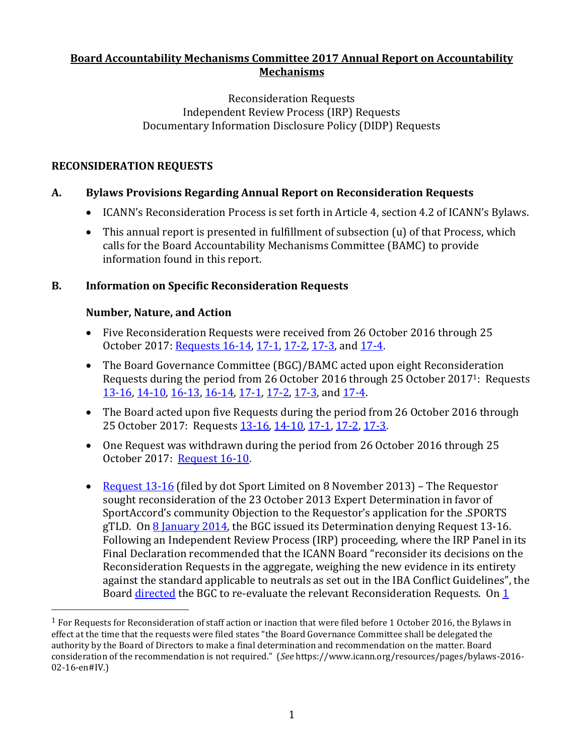# Board Accountability Mechanisms Committee 2017 Annual Report on Accountability Mechanisms

Reconsideration Requests
Independent Review Process (IRP) Requests
Documentary Information Disclosure Policy (DIDP) Requests

## RECONSIDERATION REQUESTS

### A. Bylaws Provisions Regarding Annual Report on Reconsideration Requests

- ICANN's Reconsideration Process is set forth in Article 4, section 4.2 of ICANN's Bylaws.
- This annual report is presented in fulfillment of subsection (u) of that Process, which calls for the Board Accountability Mechanisms Committee (BAMC) to provide information found in this report.

### B. Information on Specific Reconsideration Requests

#### Number, Nature, and Action

- Five Reconsideration Requests were received from 26 October 2016 through 25 October 2017: Requests 16-14, 17-1, 17-2, 17-3, and 17-4.
- The Board Governance Committee (BGC)/BAMC acted upon eight Reconsideration Requests during the period from 26 October 2016 through 25 October 2017[1]: Requests 13-16, 14-10, 16-13, 16-14, 17-1, 17-2, 17-3, and 17-4.
- The Board acted upon five Requests during the period from 26 October 2016 through 25 October 2017: Requests 13-16, 14-10, 17-1, 17-2, 17-3.
- One Request was withdrawn during the period from 26 October 2016 through 25 October 2017: Request 16-10.
- Request 13-16 (filed by dot Sport Limited on 8 November 2013) – The Requestor sought reconsideration of the 23 October 2013 Expert Determination in favor of SportAccord's community Objection to the Requestor's application for the .SPORTS gTLD. On 8 January 2014, the BGC issued its Determination denying Request 13-16. Following an Independent Review Process (IRP) proceeding, where the IRP Panel in its Final Declaration recommended that the ICANN Board "reconsider its decisions on the Reconsideration Requests in the aggregate, weighing the new evidence in its entirety against the standard applicable to neutrals as set out in the IBA Conflict Guidelines", the Board directed the BGC to re-evaluate the relevant Reconsideration Requests. On 1

[1] For Requests for Reconsideration of staff action or inaction that were filed before 1 October 2016, the Bylaws in effect at the time that the requests were filed states "the Board Governance Committee shall be delegated the authority by the Board of Directors to make a final determination and recommendation on the matter. Board consideration of the recommendation is not required." (*See* https://www.icann.org/resources/pages/bylaws-2016-02-16-en#IV.)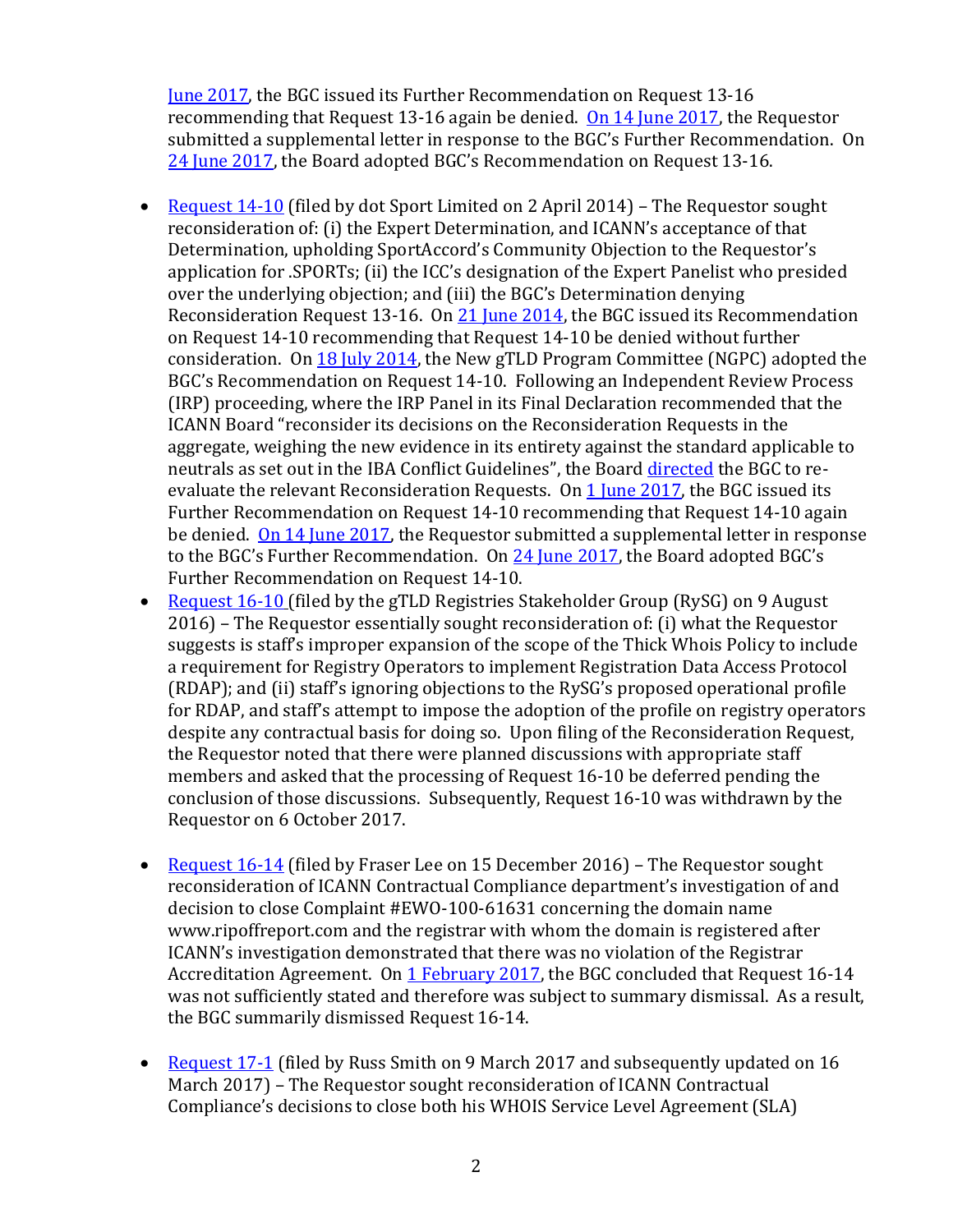June 2017, the BGC issued its Further Recommendation on Request 13-16 recommending that Request 13-16 again be denied. On 14 June 2017, the Requestor submitted a supplemental letter in response to the BGC's Further Recommendation. On 24 June 2017, the Board adopted BGC's Recommendation on Request 13-16.

- Request 14-10 (filed by dot Sport Limited on 2 April 2014) – The Requestor sought reconsideration of: (i) the Expert Determination, and ICANN's acceptance of that Determination, upholding SportAccord's Community Objection to the Requestor's application for .SPORTs; (ii) the ICC's designation of the Expert Panelist who presided over the underlying objection; and (iii) the BGC's Determination denying Reconsideration Request 13-16. On 21 June 2014, the BGC issued its Recommendation on Request 14-10 recommending that Request 14-10 be denied without further consideration. On 18 July 2014, the New gTLD Program Committee (NGPC) adopted the BGC's Recommendation on Request 14-10. Following an Independent Review Process (IRP) proceeding, where the IRP Panel in its Final Declaration recommended that the ICANN Board "reconsider its decisions on the Reconsideration Requests in the aggregate, weighing the new evidence in its entirety against the standard applicable to neutrals as set out in the IBA Conflict Guidelines", the Board directed the BGC to re-evaluate the relevant Reconsideration Requests. On 1 June 2017, the BGC issued its Further Recommendation on Request 14-10 recommending that Request 14-10 again be denied. On 14 June 2017, the Requestor submitted a supplemental letter in response to the BGC's Further Recommendation. On 24 June 2017, the Board adopted BGC's Further Recommendation on Request 14-10.
- Request 16-10 (filed by the gTLD Registries Stakeholder Group (RySG) on 9 August 2016) – The Requestor essentially sought reconsideration of: (i) what the Requestor suggests is staff's improper expansion of the scope of the Thick Whois Policy to include a requirement for Registry Operators to implement Registration Data Access Protocol (RDAP); and (ii) staff's ignoring objections to the RySG's proposed operational profile for RDAP, and staff's attempt to impose the adoption of the profile on registry operators despite any contractual basis for doing so. Upon filing of the Reconsideration Request, the Requestor noted that there were planned discussions with appropriate staff members and asked that the processing of Request 16-10 be deferred pending the conclusion of those discussions. Subsequently, Request 16-10 was withdrawn by the Requestor on 6 October 2017.

- Request 16-14 (filed by Fraser Lee on 15 December 2016) – The Requestor sought reconsideration of ICANN Contractual Compliance department's investigation of and decision to close Complaint #EWO-100-61631 concerning the domain name www.ripoffreport.com and the registrar with whom the domain is registered after ICANN's investigation demonstrated that there was no violation of the Registrar Accreditation Agreement. On 1 February 2017, the BGC concluded that Request 16-14 was not sufficiently stated and therefore was subject to summary dismissal. As a result, the BGC summarily dismissed Request 16-14.

- Request 17-1 (filed by Russ Smith on 9 March 2017 and subsequently updated on 16 March 2017) – The Requestor sought reconsideration of ICANN Contractual Compliance's decisions to close both his WHOIS Service Level Agreement (SLA)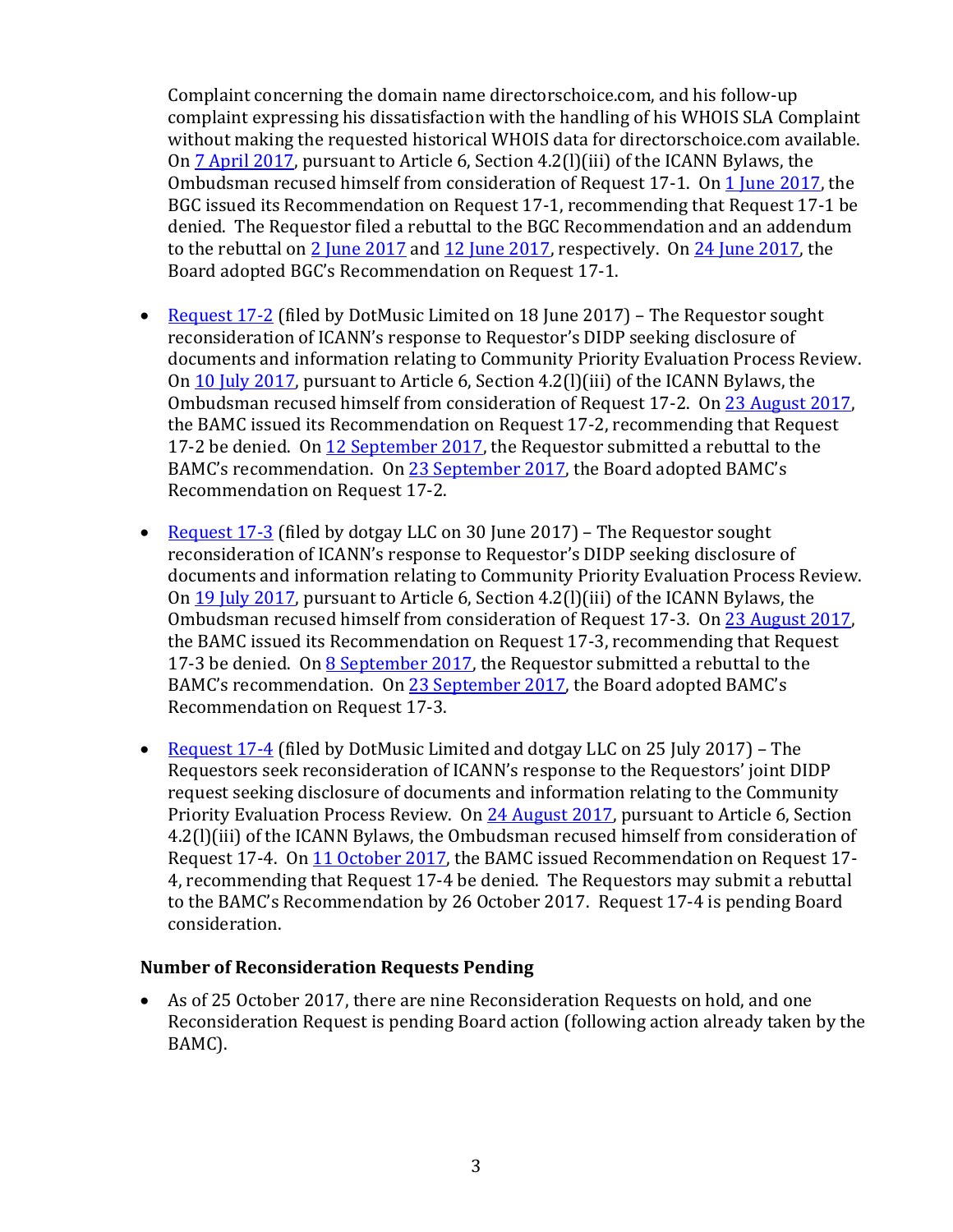Complaint concerning the domain name directorschoice.com, and his follow-up complaint expressing his dissatisfaction with the handling of his WHOIS SLA Complaint without making the requested historical WHOIS data for directorschoice.com available. On 7 April 2017, pursuant to Article 6, Section 4.2(l)(iii) of the ICANN Bylaws, the Ombudsman recused himself from consideration of Request 17-1. On 1 June 2017, the BGC issued its Recommendation on Request 17-1, recommending that Request 17-1 be denied. The Requestor filed a rebuttal to the BGC Recommendation and an addendum to the rebuttal on 2 June 2017 and 12 June 2017, respectively. On 24 June 2017, the Board adopted BGC's Recommendation on Request 17-1.

- Request 17-2 (filed by DotMusic Limited on 18 June 2017) – The Requestor sought reconsideration of ICANN's response to Requestor's DIDP seeking disclosure of documents and information relating to Community Priority Evaluation Process Review. On 10 July 2017, pursuant to Article 6, Section 4.2(l)(iii) of the ICANN Bylaws, the Ombudsman recused himself from consideration of Request 17-2. On 23 August 2017, the BAMC issued its Recommendation on Request 17-2, recommending that Request 17-2 be denied. On 12 September 2017, the Requestor submitted a rebuttal to the BAMC's recommendation. On 23 September 2017, the Board adopted BAMC's Recommendation on Request 17-2.

- Request 17-3 (filed by dotgay LLC on 30 June 2017) – The Requestor sought reconsideration of ICANN's response to Requestor's DIDP seeking disclosure of documents and information relating to Community Priority Evaluation Process Review. On 19 July 2017, pursuant to Article 6, Section 4.2(l)(iii) of the ICANN Bylaws, the Ombudsman recused himself from consideration of Request 17-3. On 23 August 2017, the BAMC issued its Recommendation on Request 17-3, recommending that Request 17-3 be denied. On 8 September 2017, the Requestor submitted a rebuttal to the BAMC's recommendation. On 23 September 2017, the Board adopted BAMC's Recommendation on Request 17-3.

- Request 17-4 (filed by DotMusic Limited and dotgay LLC on 25 July 2017) – The Requestors seek reconsideration of ICANN's response to the Requestors' joint DIDP request seeking disclosure of documents and information relating to the Community Priority Evaluation Process Review. On 24 August 2017, pursuant to Article 6, Section 4.2(l)(iii) of the ICANN Bylaws, the Ombudsman recused himself from consideration of Request 17-4. On 11 October 2017, the BAMC issued Recommendation on Request 17-4, recommending that Request 17-4 be denied. The Requestors may submit a rebuttal to the BAMC's Recommendation by 26 October 2017. Request 17-4 is pending Board consideration.

### Number of Reconsideration Requests Pending

- As of 25 October 2017, there are nine Reconsideration Requests on hold, and one Reconsideration Request is pending Board action (following action already taken by the BAMC).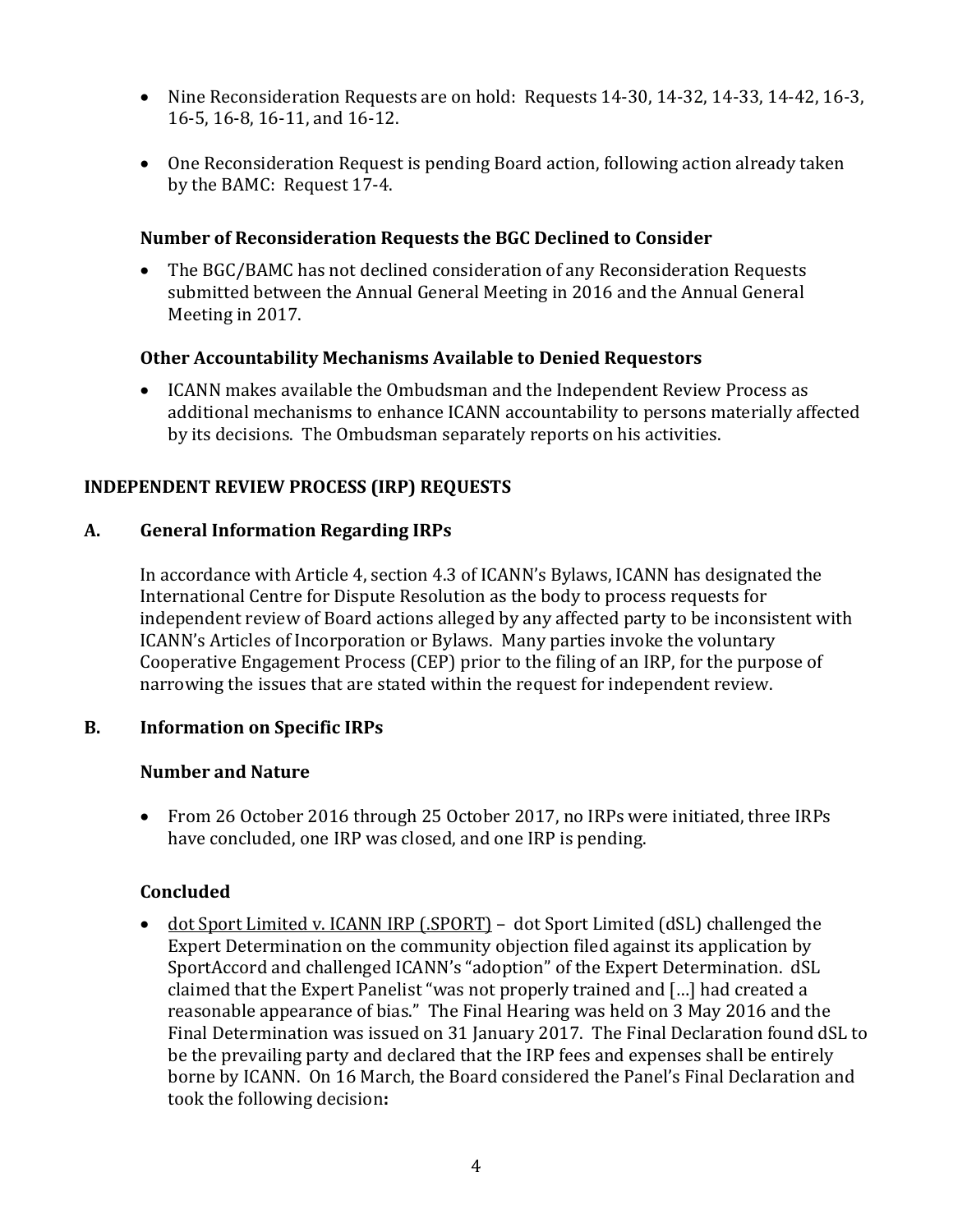- Nine Reconsideration Requests are on hold: Requests 14-30, 14-32, 14-33, 14-42, 16-3, 16-5, 16-8, 16-11, and 16-12.
- One Reconsideration Request is pending Board action, following action already taken by the BAMC: Request 17-4.

### Number of Reconsideration Requests the BGC Declined to Consider

- The BGC/BAMC has not declined consideration of any Reconsideration Requests submitted between the Annual General Meeting in 2016 and the Annual General Meeting in 2017.

### Other Accountability Mechanisms Available to Denied Requestors

- ICANN makes available the Ombudsman and the Independent Review Process as additional mechanisms to enhance ICANN accountability to persons materially affected by its decisions. The Ombudsman separately reports on his activities.

## INDEPENDENT REVIEW PROCESS (IRP) REQUESTS

### A. General Information Regarding IRPs

In accordance with Article 4, section 4.3 of ICANN's Bylaws, ICANN has designated the International Centre for Dispute Resolution as the body to process requests for independent review of Board actions alleged by any affected party to be inconsistent with ICANN's Articles of Incorporation or Bylaws. Many parties invoke the voluntary Cooperative Engagement Process (CEP) prior to the filing of an IRP, for the purpose of narrowing the issues that are stated within the request for independent review.

### B. Information on Specific IRPs

#### Number and Nature

- From 26 October 2016 through 25 October 2017, no IRPs were initiated, three IRPs have concluded, one IRP was closed, and one IRP is pending.

#### Concluded

- dot Sport Limited v. ICANN IRP (.SPORT) – dot Sport Limited (dSL) challenged the Expert Determination on the community objection filed against its application by SportAccord and challenged ICANN's "adoption" of the Expert Determination. dSL claimed that the Expert Panelist "was not properly trained and […] had created a reasonable appearance of bias." The Final Hearing was held on 3 May 2016 and the Final Determination was issued on 31 January 2017. The Final Declaration found dSL to be the prevailing party and declared that the IRP fees and expenses shall be entirely borne by ICANN. On 16 March, the Board considered the Panel's Final Declaration and took the following decision**:**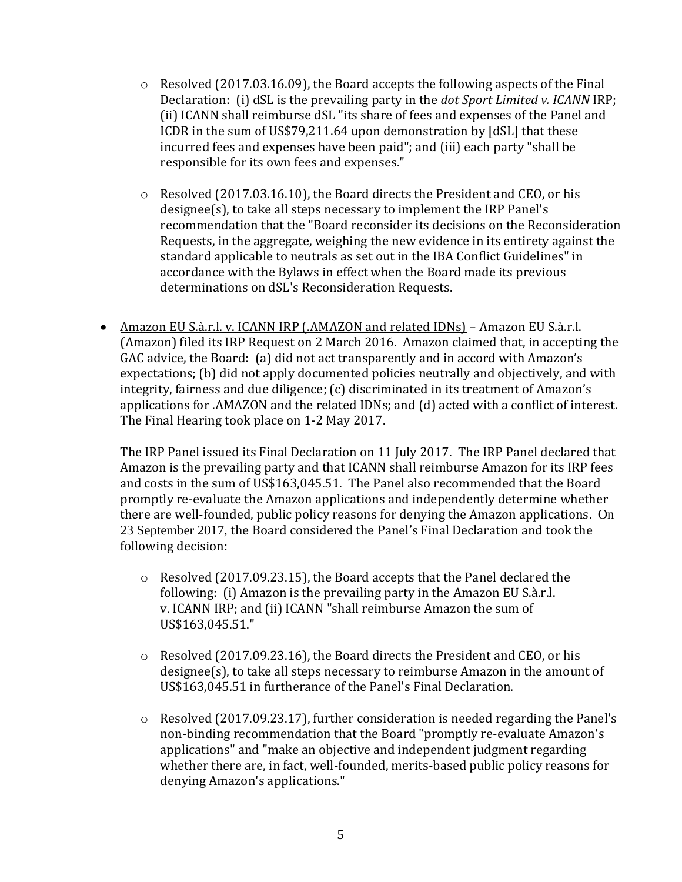- Resolved (2017.03.16.09), the Board accepts the following aspects of the Final Declaration: (i) dSL is the prevailing party in the *dot Sport Limited v. ICANN* IRP; (ii) ICANN shall reimburse dSL "its share of fees and expenses of the Panel and ICDR in the sum of US$79,211.64 upon demonstration by [dSL] that these incurred fees and expenses have been paid"; and (iii) each party "shall be responsible for its own fees and expenses."

  - Resolved (2017.03.16.10), the Board directs the President and CEO, or his designee(s), to take all steps necessary to implement the IRP Panel's recommendation that the "Board reconsider its decisions on the Reconsideration Requests, in the aggregate, weighing the new evidence in its entirety against the standard applicable to neutrals as set out in the IBA Conflict Guidelines" in accordance with the Bylaws in effect when the Board made its previous determinations on dSL's Reconsideration Requests.

- <u>Amazon EU S.à.r.l. v. ICANN IRP (.AMAZON and related IDNs)</u> – Amazon EU S.à.r.l. (Amazon) filed its IRP Request on 2 March 2016. Amazon claimed that, in accepting the GAC advice, the Board: (a) did not act transparently and in accord with Amazon's expectations; (b) did not apply documented policies neutrally and objectively, and with integrity, fairness and due diligence; (c) discriminated in its treatment of Amazon's applications for .AMAZON and the related IDNs; and (d) acted with a conflict of interest. The Final Hearing took place on 1-2 May 2017.

  The IRP Panel issued its Final Declaration on 11 July 2017. The IRP Panel declared that Amazon is the prevailing party and that ICANN shall reimburse Amazon for its IRP fees and costs in the sum of US$163,045.51. The Panel also recommended that the Board promptly re-evaluate the Amazon applications and independently determine whether there are well-founded, public policy reasons for denying the Amazon applications. On 23 September 2017, the Board considered the Panel's Final Declaration and took the following decision:

  - Resolved (2017.09.23.15), the Board accepts that the Panel declared the following: (i) Amazon is the prevailing party in the Amazon EU S.à.r.l. v. ICANN IRP; and (ii) ICANN "shall reimburse Amazon the sum of US$163,045.51."

  - Resolved (2017.09.23.16), the Board directs the President and CEO, or his designee(s), to take all steps necessary to reimburse Amazon in the amount of US$163,045.51 in furtherance of the Panel's Final Declaration.

  - Resolved (2017.09.23.17), further consideration is needed regarding the Panel's non-binding recommendation that the Board "promptly re-evaluate Amazon's applications" and "make an objective and independent judgment regarding whether there are, in fact, well-founded, merits-based public policy reasons for denying Amazon's applications."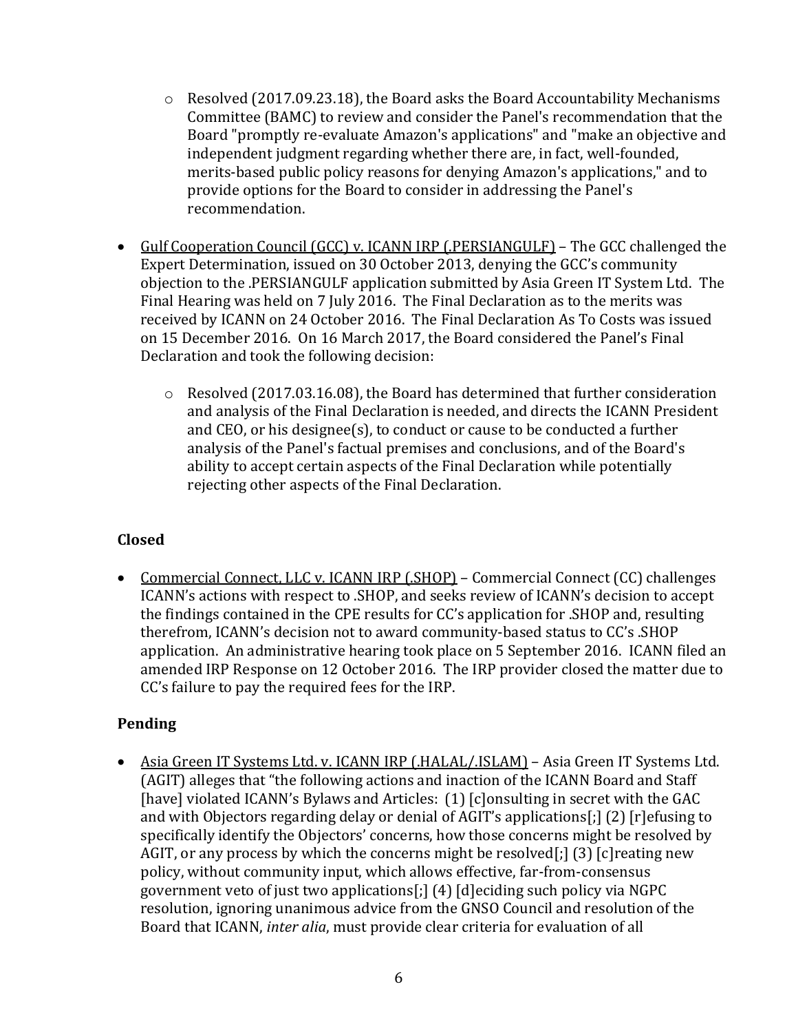- Resolved (2017.09.23.18), the Board asks the Board Accountability Mechanisms Committee (BAMC) to review and consider the Panel's recommendation that the Board "promptly re-evaluate Amazon's applications" and "make an objective and independent judgment regarding whether there are, in fact, well-founded, merits-based public policy reasons for denying Amazon's applications," and to provide options for the Board to consider in addressing the Panel's recommendation.

- Gulf Cooperation Council (GCC) v. ICANN IRP (.PERSIANGULF) – The GCC challenged the Expert Determination, issued on 30 October 2013, denying the GCC's community objection to the .PERSIANGULF application submitted by Asia Green IT System Ltd. The Final Hearing was held on 7 July 2016. The Final Declaration as to the merits was received by ICANN on 24 October 2016. The Final Declaration As To Costs was issued on 15 December 2016. On 16 March 2017, the Board considered the Panel's Final Declaration and took the following decision:

   - Resolved (2017.03.16.08), the Board has determined that further consideration and analysis of the Final Declaration is needed, and directs the ICANN President and CEO, or his designee(s), to conduct or cause to be conducted a further analysis of the Panel's factual premises and conclusions, and of the Board's ability to accept certain aspects of the Final Declaration while potentially rejecting other aspects of the Final Declaration.

### Closed

- Commercial Connect, LLC v. ICANN IRP (.SHOP) – Commercial Connect (CC) challenges ICANN's actions with respect to .SHOP, and seeks review of ICANN's decision to accept the findings contained in the CPE results for CC's application for .SHOP and, resulting therefrom, ICANN's decision not to award community-based status to CC's .SHOP application. An administrative hearing took place on 5 September 2016. ICANN filed an amended IRP Response on 12 October 2016. The IRP provider closed the matter due to CC's failure to pay the required fees for the IRP.

### Pending

- Asia Green IT Systems Ltd. v. ICANN IRP (.HALAL/.ISLAM) – Asia Green IT Systems Ltd. (AGIT) alleges that "the following actions and inaction of the ICANN Board and Staff [have] violated ICANN's Bylaws and Articles: (1) [c]onsulting in secret with the GAC and with Objectors regarding delay or denial of AGIT's applications[;] (2) [r]efusing to specifically identify the Objectors' concerns, how those concerns might be resolved by AGIT, or any process by which the concerns might be resolved[;] (3) [c]reating new policy, without community input, which allows effective, far-from-consensus government veto of just two applications[;] (4) [d]eciding such policy via NGPC resolution, ignoring unanimous advice from the GNSO Council and resolution of the Board that ICANN, *inter alia*, must provide clear criteria for evaluation of all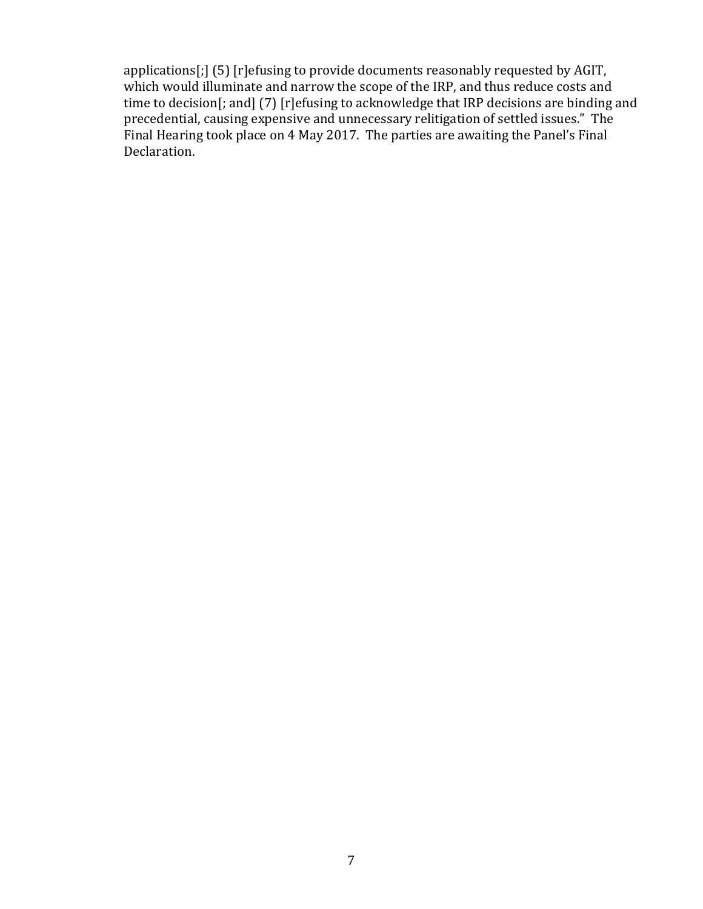applications[;] (5) [r]efusing to provide documents reasonably requested by AGIT, which would illuminate and narrow the scope of the IRP, and thus reduce costs and time to decision[; and] (7) [r]efusing to acknowledge that IRP decisions are binding and precedential, causing expensive and unnecessary relitigation of settled issues." The Final Hearing took place on 4 May 2017. The parties are awaiting the Panel's Final Declaration.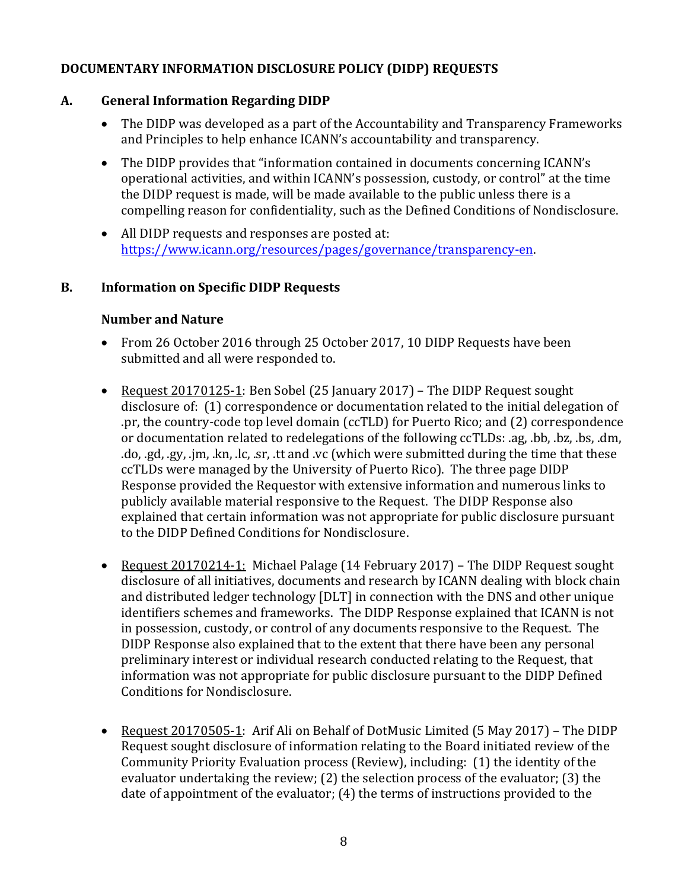**DOCUMENTARY INFORMATION DISCLOSURE POLICY (DIDP) REQUESTS**

## A. General Information Regarding DIDP

- The DIDP was developed as a part of the Accountability and Transparency Frameworks and Principles to help enhance ICANN's accountability and transparency.
- The DIDP provides that "information contained in documents concerning ICANN's operational activities, and within ICANN's possession, custody, or control" at the time the DIDP request is made, will be made available to the public unless there is a compelling reason for confidentiality, such as the Defined Conditions of Nondisclosure.
- All DIDP requests and responses are posted at: [https://www.icann.org/resources/pages/governance/transparency-en](https://www.icann.org/resources/pages/governance/transparency-en).

## B. Information on Specific DIDP Requests

### Number and Nature

- From 26 October 2016 through 25 October 2017, 10 DIDP Requests have been submitted and all were responded to.
- Request 20170125-1: Ben Sobel (25 January 2017) – The DIDP Request sought disclosure of: (1) correspondence or documentation related to the initial delegation of .pr, the country-code top level domain (ccTLD) for Puerto Rico; and (2) correspondence or documentation related to redelegations of the following ccTLDs: .ag, .bb, .bz, .bs, .dm, .do, .gd, .gy, .jm, .kn, .lc, .sr, .tt and .vc (which were submitted during the time that these ccTLDs were managed by the University of Puerto Rico). The three page DIDP Response provided the Requestor with extensive information and numerous links to publicly available material responsive to the Request. The DIDP Response also explained that certain information was not appropriate for public disclosure pursuant to the DIDP Defined Conditions for Nondisclosure.
- Request 20170214-1: Michael Palage (14 February 2017) – The DIDP Request sought disclosure of all initiatives, documents and research by ICANN dealing with block chain and distributed ledger technology [DLT] in connection with the DNS and other unique identifiers schemes and frameworks. The DIDP Response explained that ICANN is not in possession, custody, or control of any documents responsive to the Request. The DIDP Response also explained that to the extent that there have been any personal preliminary interest or individual research conducted relating to the Request, that information was not appropriate for public disclosure pursuant to the DIDP Defined Conditions for Nondisclosure.
- Request 20170505-1: Arif Ali on Behalf of DotMusic Limited (5 May 2017) – The DIDP Request sought disclosure of information relating to the Board initiated review of the Community Priority Evaluation process (Review), including: (1) the identity of the evaluator undertaking the review; (2) the selection process of the evaluator; (3) the date of appointment of the evaluator; (4) the terms of instructions provided to the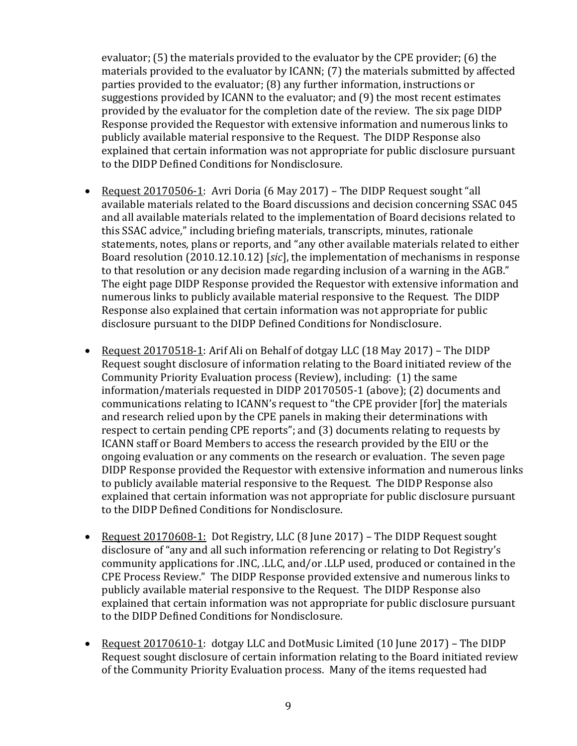evaluator; (5) the materials provided to the evaluator by the CPE provider; (6) the materials provided to the evaluator by ICANN; (7) the materials submitted by affected parties provided to the evaluator; (8) any further information, instructions or suggestions provided by ICANN to the evaluator; and (9) the most recent estimates provided by the evaluator for the completion date of the review. The six page DIDP Response provided the Requestor with extensive information and numerous links to publicly available material responsive to the Request. The DIDP Response also explained that certain information was not appropriate for public disclosure pursuant to the DIDP Defined Conditions for Nondisclosure.

- Request 20170506-1: Avri Doria (6 May 2017) – The DIDP Request sought "all available materials related to the Board discussions and decision concerning SSAC 045 and all available materials related to the implementation of Board decisions related to this SSAC advice," including briefing materials, transcripts, minutes, rationale statements, notes, plans or reports, and "any other available materials related to either Board resolution (2010.12.10.12) [*sic*], the implementation of mechanisms in response to that resolution or any decision made regarding inclusion of a warning in the AGB." The eight page DIDP Response provided the Requestor with extensive information and numerous links to publicly available material responsive to the Request. The DIDP Response also explained that certain information was not appropriate for public disclosure pursuant to the DIDP Defined Conditions for Nondisclosure.

- Request 20170518-1: Arif Ali on Behalf of dotgay LLC (18 May 2017) – The DIDP Request sought disclosure of information relating to the Board initiated review of the Community Priority Evaluation process (Review), including: (1) the same information/materials requested in DIDP 20170505-1 (above); (2) documents and communications relating to ICANN's request to "the CPE provider [for] the materials and research relied upon by the CPE panels in making their determinations with respect to certain pending CPE reports"; and (3) documents relating to requests by ICANN staff or Board Members to access the research provided by the EIU or the ongoing evaluation or any comments on the research or evaluation. The seven page DIDP Response provided the Requestor with extensive information and numerous links to publicly available material responsive to the Request. The DIDP Response also explained that certain information was not appropriate for public disclosure pursuant to the DIDP Defined Conditions for Nondisclosure.

- Request 20170608-1: Dot Registry, LLC (8 June 2017) – The DIDP Request sought disclosure of "any and all such information referencing or relating to Dot Registry's community applications for .INC, .LLC, and/or .LLP used, produced or contained in the CPE Process Review." The DIDP Response provided extensive and numerous links to publicly available material responsive to the Request. The DIDP Response also explained that certain information was not appropriate for public disclosure pursuant to the DIDP Defined Conditions for Nondisclosure.

- Request 20170610-1: dotgay LLC and DotMusic Limited (10 June 2017) – The DIDP Request sought disclosure of certain information relating to the Board initiated review of the Community Priority Evaluation process. Many of the items requested had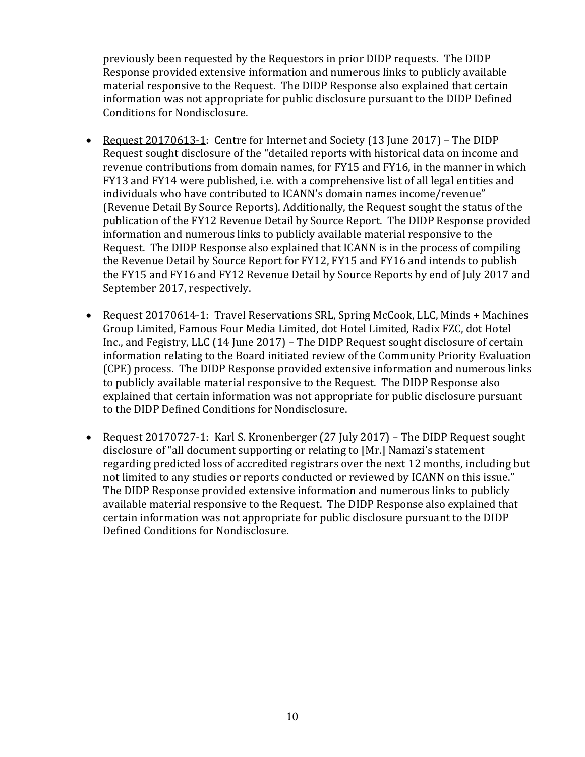previously been requested by the Requestors in prior DIDP requests. The DIDP Response provided extensive information and numerous links to publicly available material responsive to the Request. The DIDP Response also explained that certain information was not appropriate for public disclosure pursuant to the DIDP Defined Conditions for Nondisclosure.

- Request 20170613-1: Centre for Internet and Society (13 June 2017) – The DIDP Request sought disclosure of the "detailed reports with historical data on income and revenue contributions from domain names, for FY15 and FY16, in the manner in which FY13 and FY14 were published, i.e. with a comprehensive list of all legal entities and individuals who have contributed to ICANN's domain names income/revenue" (Revenue Detail By Source Reports). Additionally, the Request sought the status of the publication of the FY12 Revenue Detail by Source Report. The DIDP Response provided information and numerous links to publicly available material responsive to the Request. The DIDP Response also explained that ICANN is in the process of compiling the Revenue Detail by Source Report for FY12, FY15 and FY16 and intends to publish the FY15 and FY16 and FY12 Revenue Detail by Source Reports by end of July 2017 and September 2017, respectively.

- Request 20170614-1: Travel Reservations SRL, Spring McCook, LLC, Minds + Machines Group Limited, Famous Four Media Limited, dot Hotel Limited, Radix FZC, dot Hotel Inc., and Fegistry, LLC (14 June 2017) – The DIDP Request sought disclosure of certain information relating to the Board initiated review of the Community Priority Evaluation (CPE) process. The DIDP Response provided extensive information and numerous links to publicly available material responsive to the Request. The DIDP Response also explained that certain information was not appropriate for public disclosure pursuant to the DIDP Defined Conditions for Nondisclosure.

- Request 20170727-1: Karl S. Kronenberger (27 July 2017) – The DIDP Request sought disclosure of "all document supporting or relating to [Mr.] Namazi's statement regarding predicted loss of accredited registrars over the next 12 months, including but not limited to any studies or reports conducted or reviewed by ICANN on this issue." The DIDP Response provided extensive information and numerous links to publicly available material responsive to the Request. The DIDP Response also explained that certain information was not appropriate for public disclosure pursuant to the DIDP Defined Conditions for Nondisclosure.